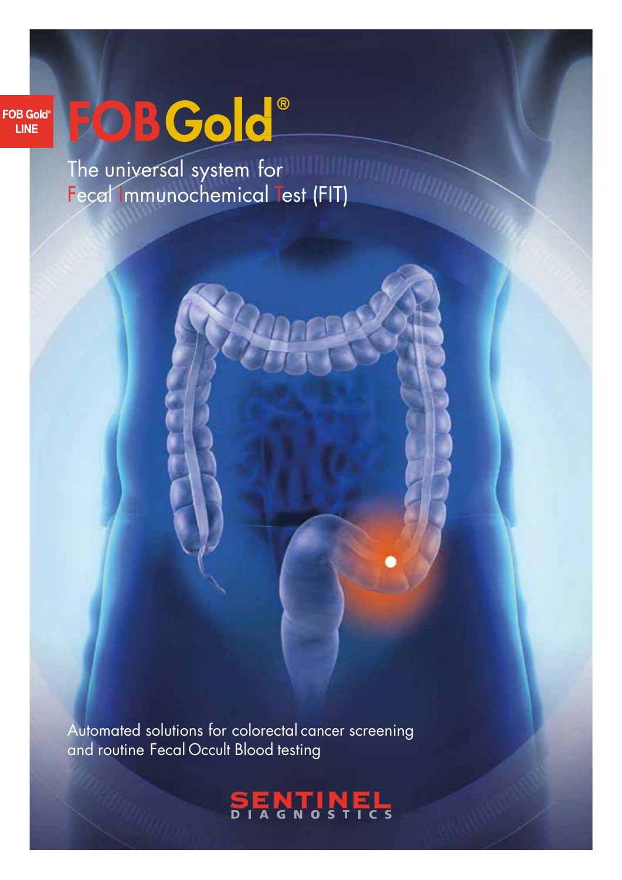FOB Gold® LINE

# FOB Gold®

## The universal system for Fecal Immunochemical Test (FIT)

Automated solutions for colorectal cancer screening and routine Fecal Occult Blood testing

SENTINEL DIAGNOSTICS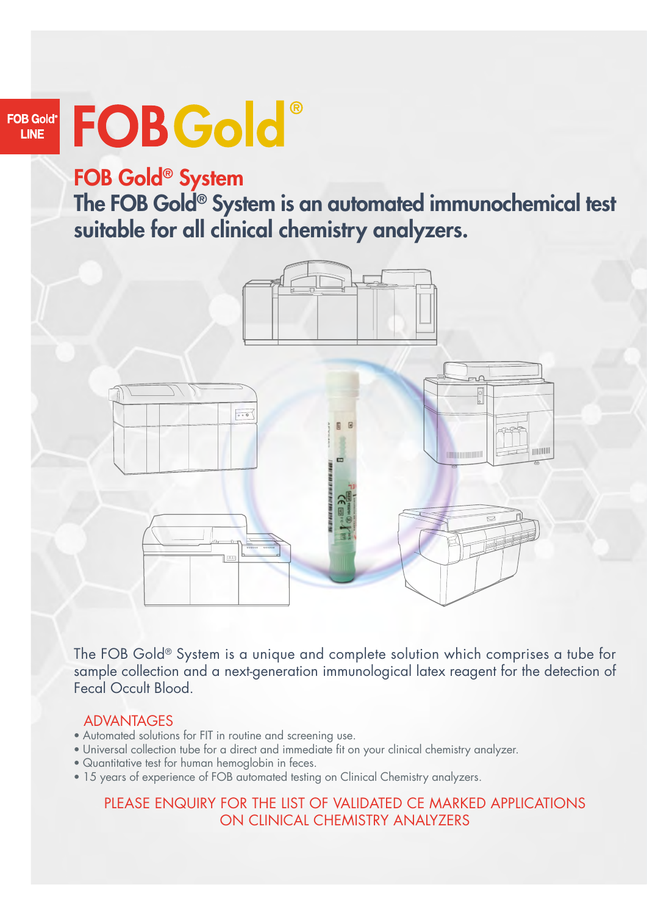FOB Gold® LINE

# FOB Gold®

## FOB Gold® System

### The FOB Gold® System is an automated immunochemical test suitable for all clinical chemistry analyzers.

The FOB Gold® System is a unique and complete solution which comprises a tube for sample collection and a next-generation immunological latex reagent for the detection of Fecal Occult Blood.

## ADVANTAGES

- Automated solutions for FIT in routine and screening use.
- Universal collection tube for a direct and immediate fit on your clinical chemistry analyzer.
- Quantitative test for human hemoglobin in feces.
- 15 years of experience of FOB automated testing on Clinical Chemistry analyzers.

PLEASE ENQUIRY FOR THE LIST OF VALIDATED CE MARKED APPLICATIONS ON CLINICAL CHEMISTRY ANALYZERS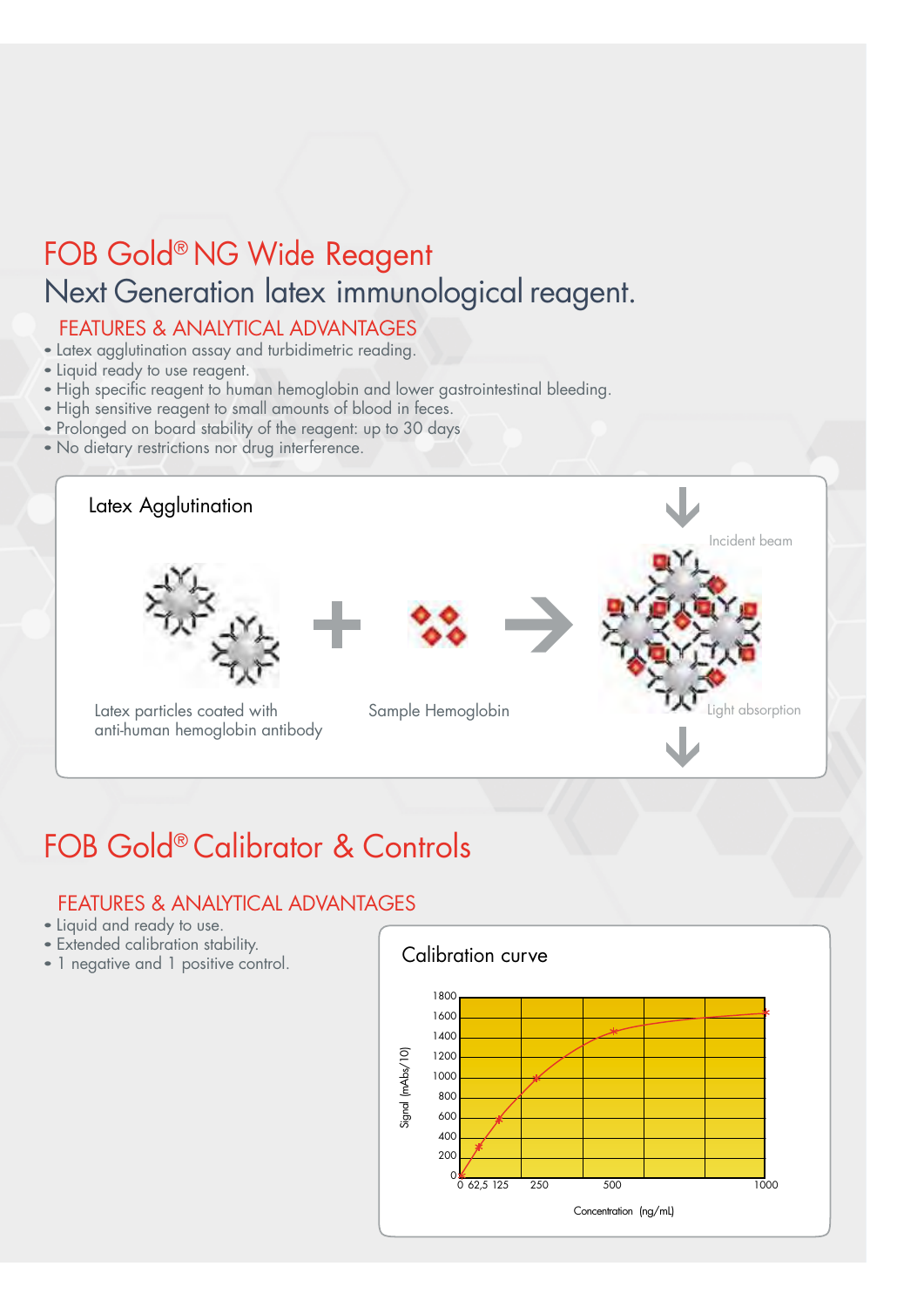# FOB Gold® NG Wide Reagent

## Next Generation latex immunological reagent.

### FEATURES & ANALYTICAL ADVANTAGES

- Latex agglutination assay and turbidimetric reading.
- Liquid ready to use reagent.
- High specific reagent to human hemoglobin and lower gastrointestinal bleeding.
- High sensitive reagent to small amounts of blood in feces.
- Prolonged on board stability of the reagent: up to 30 days
- No dietary restrictions nor drug interference.

Latex Agglutination

Latex particles coated with anti-human hemoglobin antibody

Sample Hemoglobin

Incident beam

Light absorption

# FOB Gold® Calibrator & Controls

### FEATURES & ANALYTICAL ADVANTAGES

- Liquid and ready to use.
- Extended calibration stability.
- 1 negative and 1 positive control.

Calibration curve

Signal (mAbs/10)

Concentration (ng/mL)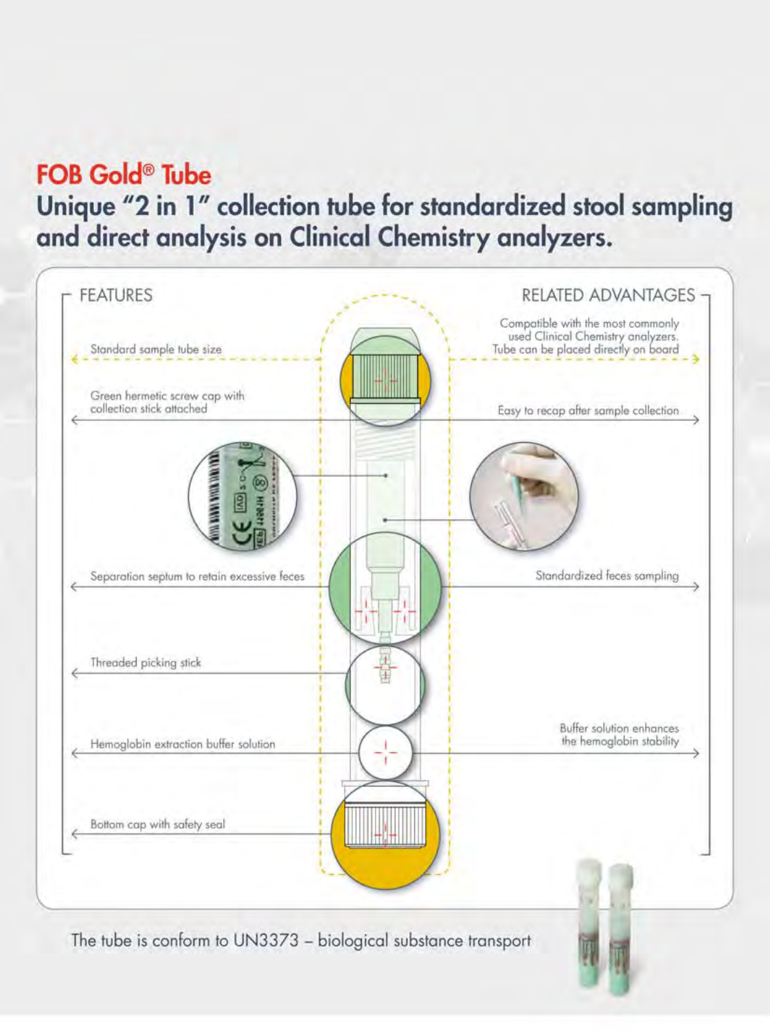# FOB Gold® Tube

## Unique "2 in 1" collection tube for standardized stool sampling and direct analysis on Clinical Chemistry analyzers.

| FEATURES | RELATED ADVANTAGES |
| --- | --- |
| Standard sample tube size | Compatible with the most commonly used Clinical Chemistry analyzers. Tube can be placed directly on board |
| Green hermetic screw cap with collection stick attached | Easy to recap after sample collection |
| Separation septum to retain excessive feces | Standardized feces sampling |
| Threaded picking stick | |
| Hemoglobin extraction buffer solution | Buffer solution enhances the hemoglobin stability |
| Bottom cap with safety seal | |

The tube is conform to UN3373 – biological substance transport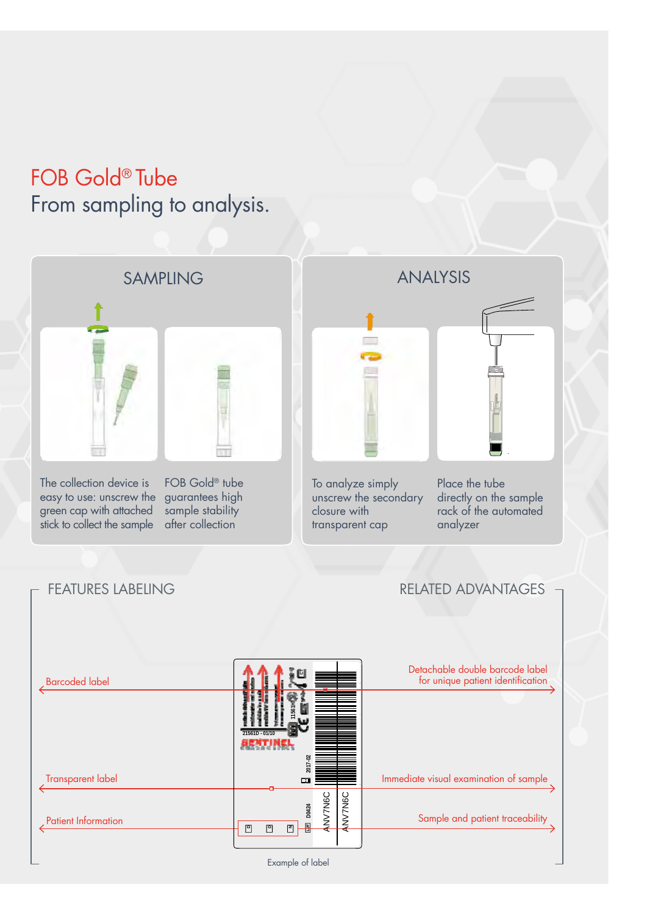# FOB Gold® Tube

## From sampling to analysis.

### SAMPLING

The collection device is easy to use: unscrew the green cap with attached stick to collect the sample

FOB Gold® tube guarantees high sample stability after collection

### ANALYSIS

To analyze simply unscrew the secondary closure with transparent cap

Place the tube directly on the sample rack of the automated analyzer

### FEATURES LABELING

### RELATED ADVANTAGES

| Features labeling | Related advantages |
| --- | --- |
| Barcoded label | Detachable double barcode label for unique patient identification |
| Transparent label | Immediate visual examination of sample |
| Patient Information | Sample and patient traceability |

Example of label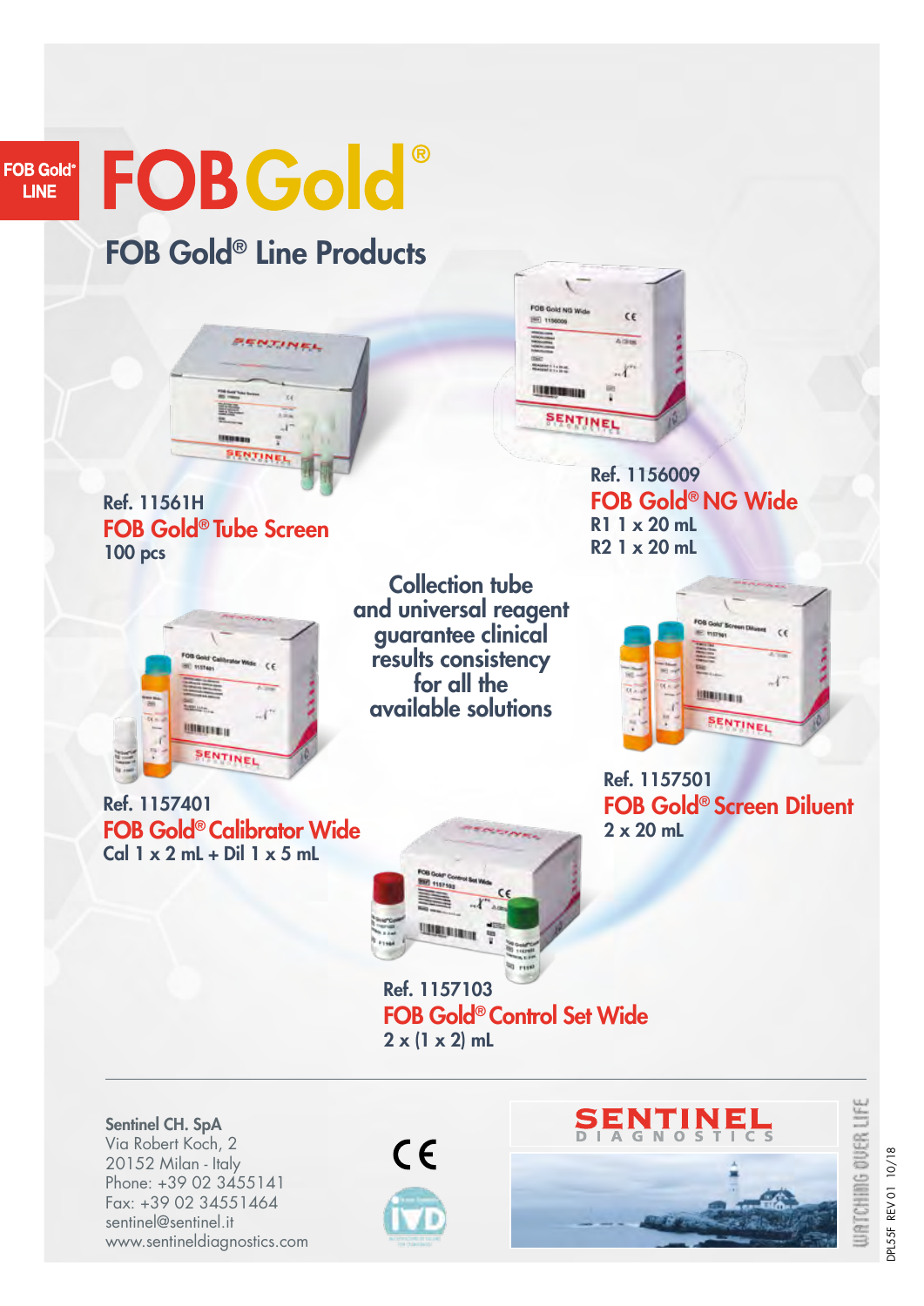FOB Gold® LINE

# FOB Gold®

## FOB Gold® Line Products

Ref. 11561H
**FOB Gold® Tube Screen**
100 pcs

Ref. 1156009
**FOB Gold® NG Wide**
R1 1 x 20 mL
R2 1 x 20 mL

Collection tube and universal reagent guarantee clinical results consistency for all the available solutions

Ref. 1157401
**FOB Gold® Calibrator Wide**
Cal 1 x 2 mL + Dil 1 x 5 mL

Ref. 1157501
**FOB Gold® Screen Diluent**
2 x 20 mL

Ref. 1157103
**FOB Gold® Control Set Wide**
2 x (1 x 2) mL

---

**Sentinel CH. SpA**
Via Robert Koch, 2
20152 Milan - Italy
Phone: +39 02 3455141
Fax: +39 02 34551464
sentinel@sentinel.it
www.sentineldiagnostics.com

SENTINEL DIAGNOSTICS

WATCHING OVER LIFE

DPL55F REV 01 10/18